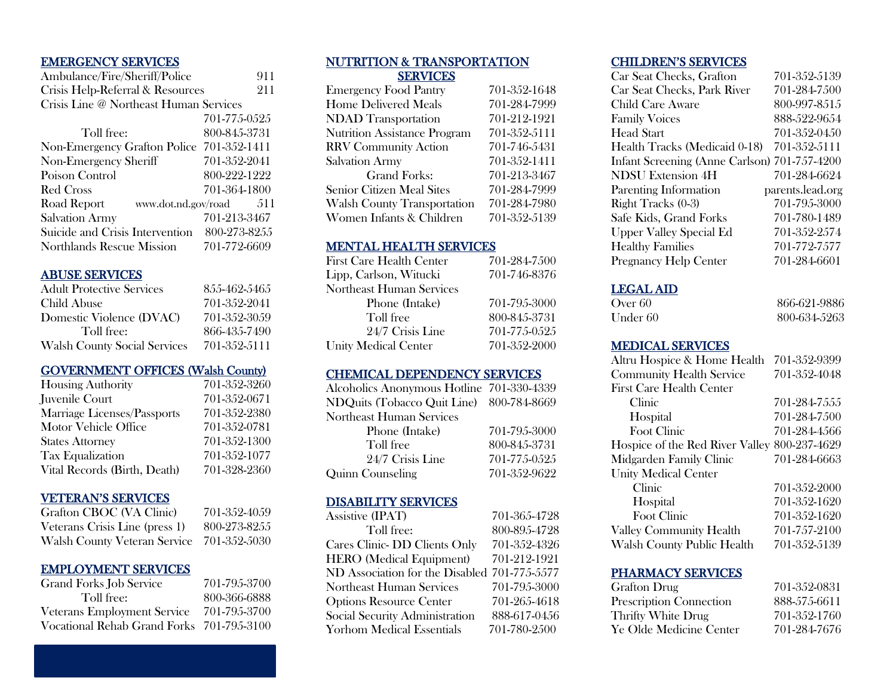## EMERGENCY SERVICES

| | |
|---|---|
| Ambulance/Fire/Sheriff/Police | 911 |
| Crisis Help-Referral & Resources | 211 |
| Crisis Line @ Northeast Human Services | 701-775-0525 |
| Toll free: | 800-845-3731 |
| Non-Emergency Grafton Police | 701-352-1411 |
| Non-Emergency Sheriff | 701-352-2041 |
| Poison Control | 800-222-1222 |
| Red Cross | 701-364-1800 |
| Road Report www.dot.nd.gov/road | 511 |
| Salvation Army | 701-213-3467 |
| Suicide and Crisis Intervention | 800-273-8255 |
| Northlands Rescue Mission | 701-772-6609 |

## ABUSE SERVICES

| | |
|---|---|
| Adult Protective Services | 855-462-5465 |
| Child Abuse | 701-352-2041 |
| Domestic Violence (DVAC) | 701-352-3059 |
| Toll free: | 866-435-7490 |
| Walsh County Social Services | 701-352-5111 |

## GOVERNMENT OFFICES (Walsh County)

| | |
|---|---|
| Housing Authority | 701-352-3260 |
| Juvenile Court | 701-352-0671 |
| Marriage Licenses/Passports | 701-352-2380 |
| Motor Vehicle Office | 701-352-0781 |
| States Attorney | 701-352-1300 |
| Tax Equalization | 701-352-1077 |
| Vital Records (Birth, Death) | 701-328-2360 |

## VETERAN'S SERVICES

| | |
|---|---|
| Grafton CBOC (VA Clinic) | 701-352-4059 |
| Veterans Crisis Line (press 1) | 800-273-8255 |
| Walsh County Veteran Service | 701-352-5030 |

## EMPLOYMENT SERVICES

| | |
|---|---|
| Grand Forks Job Service | 701-795-3700 |
| Toll free: | 800-366-6888 |
| Veterans Employment Service | 701-795-3700 |
| Vocational Rehab Grand Forks | 701-795-3100 |

## NUTRITION & TRANSPORTATION SERVICES

| | |
|---|---|
| Emergency Food Pantry | 701-352-1648 |
| Home Delivered Meals | 701-284-7999 |
| NDAD Transportation | 701-212-1921 |
| Nutrition Assistance Program | 701-352-5111 |
| RRV Community Action | 701-746-5431 |
| Salvation Army | 701-352-1411 |
| Grand Forks: | 701-213-3467 |
| Senior Citizen Meal Sites | 701-284-7999 |
| Walsh County Transportation | 701-284-7980 |
| Women Infants & Children | 701-352-5139 |

## MENTAL HEALTH SERVICES

| | |
|---|---|
| First Care Health Center | 701-284-7500 |
| Lipp, Carlson, Witucki | 701-746-8376 |
| Northeast Human Services | |
| Phone (Intake) | 701-795-3000 |
| Toll free | 800-845-3731 |
| 24/7 Crisis Line | 701-775-0525 |
| Unity Medical Center | 701-352-2000 |

## CHEMICAL DEPENDENCY SERVICES

| | |
|---|---|
| Alcoholics Anonymous Hotline | 701-330-4339 |
| NDQuits (Tobacco Quit Line) | 800-784-8669 |
| Northeast Human Services | |
| Phone (Intake) | 701-795-3000 |
| Toll free | 800-845-3731 |
| 24/7 Crisis Line | 701-775-0525 |
| Quinn Counseling | 701-352-9622 |

## DISABILITY SERVICES

| | |
|---|---|
| Assistive (IPAT) | 701-365-4728 |
| Toll free: | 800-895-4728 |
| Cares Clinic- DD Clients Only | 701-352-4326 |
| HERO (Medical Equipment) | 701-212-1921 |
| ND Association for the Disabled | 701-775-5577 |
| Northeast Human Services | 701-795-3000 |
| Options Resource Center | 701-265-4618 |
| Social Security Administration | 888-617-0456 |
| Yorhom Medical Essentials | 701-780-2500 |

## CHILDREN'S SERVICES

| | |
|---|---|
| Car Seat Checks, Grafton | 701-352-5139 |
| Car Seat Checks, Park River | 701-284-7500 |
| Child Care Aware | 800-997-8515 |
| Family Voices | 888-522-9654 |
| Head Start | 701-352-0450 |
| Health Tracks (Medicaid 0-18) | 701-352-5111 |
| Infant Screening (Anne Carlson) | 701-757-4200 |
| NDSU Extension 4H | 701-284-6624 |
| Parenting Information | parents.lead.org |
| Right Tracks (0-3) | 701-795-3000 |
| Safe Kids, Grand Forks | 701-780-1489 |
| Upper Valley Special Ed | 701-352-2574 |
| Healthy Families | 701-772-7577 |
| Pregnancy Help Center | 701-284-6601 |

## LEGAL AID

| | |
|---|---|
| Over 60 | 866-621-9886 |
| Under 60 | 800-634-5263 |

## MEDICAL SERVICES

| | |
|---|---|
| Altru Hospice & Home Health | 701-352-9399 |
| Community Health Service | 701-352-4048 |
| First Care Health Center | |
| Clinic | 701-284-7555 |
| Hospital | 701-284-7500 |
| Foot Clinic | 701-284-4566 |
| Hospice of the Red River Valley | 800-237-4629 |
| Midgarden Family Clinic | 701-284-6663 |
| Unity Medical Center | |
| Clinic | 701-352-2000 |
| Hospital | 701-352-1620 |
| Foot Clinic | 701-352-1620 |
| Valley Community Health | 701-757-2100 |
| Walsh County Public Health | 701-352-5139 |

## PHARMACY SERVICES

| | |
|---|---|
| Grafton Drug | 701-352-0831 |
| Prescription Connection | 888-575-6611 |
| Thrifty White Drug | 701-352-1760 |
| Ye Olde Medicine Center | 701-284-7676 |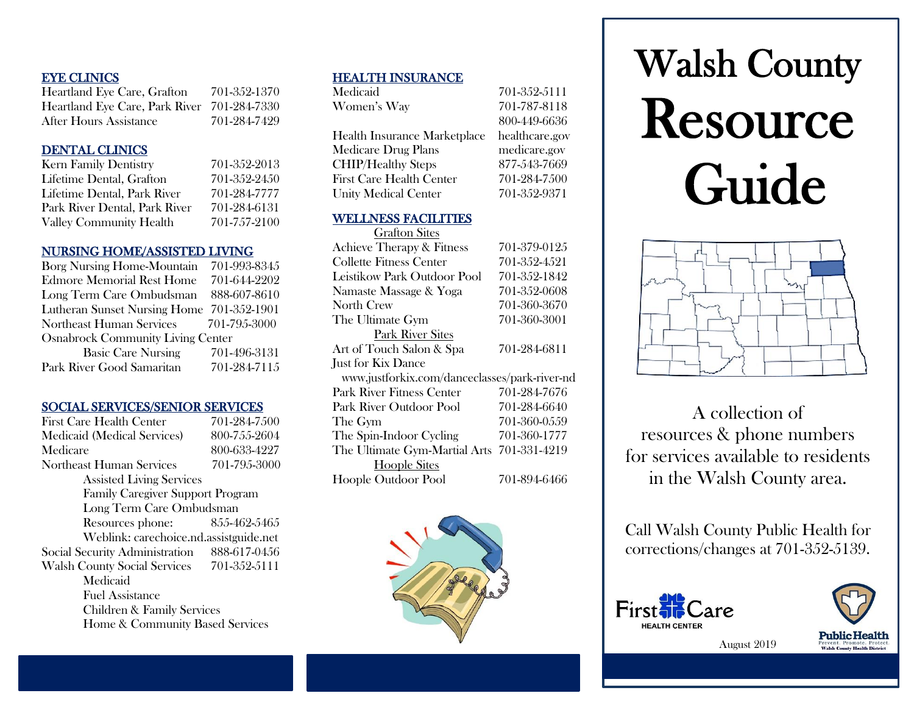## EYE CLINICS

| | |
|---|---|
| Heartland Eye Care, Grafton | 701-352-1370 |
| Heartland Eye Care, Park River | 701-284-7330 |
| After Hours Assistance | 701-284-7429 |

## DENTAL CLINICS

| | |
|---|---|
| Kern Family Dentistry | 701-352-2013 |
| Lifetime Dental, Grafton | 701-352-2450 |
| Lifetime Dental, Park River | 701-284-7777 |
| Park River Dental, Park River | 701-284-6131 |
| Valley Community Health | 701-757-2100 |

## NURSING HOME/ASSISTED LIVING

| | |
|---|---|
| Borg Nursing Home-Mountain | 701-993-8345 |
| Edmore Memorial Rest Home | 701-644-2202 |
| Long Term Care Ombudsman | 888-607-8610 |
| Lutheran Sunset Nursing Home | 701-352-1901 |
| Northeast Human Services | 701-795-3000 |
| Osnabrock Community Living Center | |
| Basic Care Nursing | 701-496-3131 |
| Park River Good Samaritan | 701-284-7115 |

## SOCIAL SERVICES/SENIOR SERVICES

| | |
|---|---|
| First Care Health Center | 701-284-7500 |
| Medicaid (Medical Services) | 800-755-2604 |
| Medicare | 800-633-4227 |
| Northeast Human Services | 701-795-3000 |

- Assisted Living Services
- Family Caregiver Support Program
- Long Term Care Ombudsman
- Resources phone: 855-462-5465
- Weblink: carechoice.nd.assistguide.net

| | |
|---|---|
| Social Security Administration | 888-617-0456 |
| Walsh County Social Services | 701-352-5111 |

- Medicaid
- Fuel Assistance
- Children & Family Services
- Home & Community Based Services

## HEALTH INSURANCE

| | |
|---|---|
| Medicaid | 701-352-5111 |
| Women's Way | 701-787-8118 |
| | 800-449-6636 |
| Health Insurance Marketplace | healthcare.gov |
| Medicare Drug Plans | medicare.gov |
| CHIP/Healthy Steps | 877-543-7669 |
| First Care Health Center | 701-284-7500 |
| Unity Medical Center | 701-352-9371 |

## WELLNESS FACILITIES

### Grafton Sites

| | |
|---|---|
| Achieve Therapy & Fitness | 701-379-0125 |
| Collette Fitness Center | 701-352-4521 |
| Leistikow Park Outdoor Pool | 701-352-1842 |
| Namaste Massage & Yoga | 701-352-0608 |
| North Crew | 701-360-3670 |
| The Ultimate Gym | 701-360-3001 |

### Park River Sites

| | |
|---|---|
| Art of Touch Salon & Spa | 701-284-6811 |
| Just for Kix Dance | www.justforkix.com/danceclasses/park-river-nd |
| Park River Fitness Center | 701-284-7676 |
| Park River Outdoor Pool | 701-284-6640 |
| The Gym | 701-360-0559 |
| The Spin-Indoor Cycling | 701-360-1777 |
| The Ultimate Gym-Martial Arts | 701-331-4219 |

### Hoople Sites

| | |
|---|---|
| Hoople Outdoor Pool | 701-894-6466 |

# Walsh County Resource Guide

A collection of resources & phone numbers for services available to residents in the Walsh County area.

Call Walsh County Public Health for corrections/changes at 701-352-5139.

First Care HEALTH CENTER

Public Health — Prevent. Promote. Protect. Walsh County Health District

August 2019